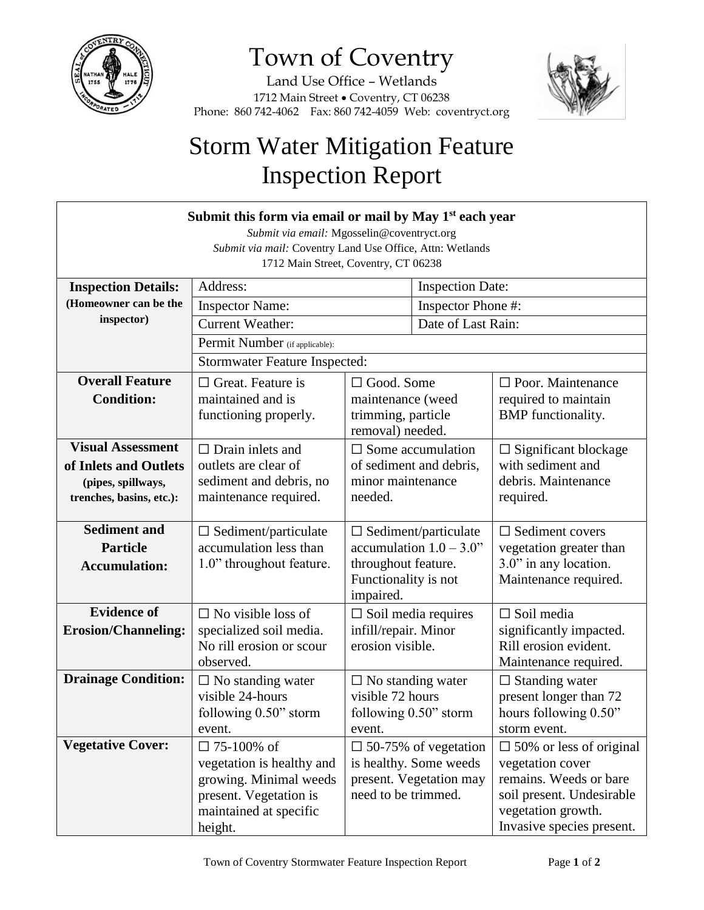# Town of Coventry

Land Use Office – Wetlands
1712 Main Street • Coventry, CT 06238
Phone: 860 742-4062 Fax: 860 742-4059 Web: coventryct.org

# Storm Water Mitigation Feature Inspection Report

**Submit this form via email or mail by May 1st each year**

*Submit via email:* Mgosselin@coventryct.org
*Submit via mail:* Coventry Land Use Office, Attn: Wetlands
1712 Main Street, Coventry, CT 06238

| | | | |
|---|---|---|---|
| **Inspection Details: (Homeowner can be the inspector)** | Address: | | Inspection Date: |
| | Inspector Name: | | Inspector Phone #: |
| | Current Weather: | | Date of Last Rain: |
| | Permit Number (if applicable): | | |
| | Stormwater Feature Inspected: | | |
| **Overall Feature Condition:** | ☐ Great. Feature is maintained and is functioning properly. | ☐ Good. Some maintenance (weed trimming, particle removal) needed. | ☐ Poor. Maintenance required to maintain BMP functionality. |
| **Visual Assessment of Inlets and Outlets (pipes, spillways, trenches, basins, etc.):** | ☐ Drain inlets and outlets are clear of sediment and debris, no maintenance required. | ☐ Some accumulation of sediment and debris, minor maintenance needed. | ☐ Significant blockage with sediment and debris. Maintenance required. |
| **Sediment and Particle Accumulation:** | ☐ Sediment/particulate accumulation less than 1.0" throughout feature. | ☐ Sediment/particulate accumulation 1.0 – 3.0" throughout feature. Functionality is not impaired. | ☐ Sediment covers vegetation greater than 3.0" in any location. Maintenance required. |
| **Evidence of Erosion/Channeling:** | ☐ No visible loss of specialized soil media. No rill erosion or scour observed. | ☐ Soil media requires infill/repair. Minor erosion visible. | ☐ Soil media significantly impacted. Rill erosion evident. Maintenance required. |
| **Drainage Condition:** | ☐ No standing water visible 24-hours following 0.50" storm event. | ☐ No standing water visible 72 hours following 0.50" storm event. | ☐ Standing water present longer than 72 hours following 0.50" storm event. |
| **Vegetative Cover:** | ☐ 75-100% of vegetation is healthy and growing. Minimal weeds present. Vegetation is maintained at specific height. | ☐ 50-75% of vegetation is healthy. Some weeds present. Vegetation may need to be trimmed. | ☐ 50% or less of original vegetation cover remains. Weeds or bare soil present. Undesirable vegetation growth. Invasive species present. |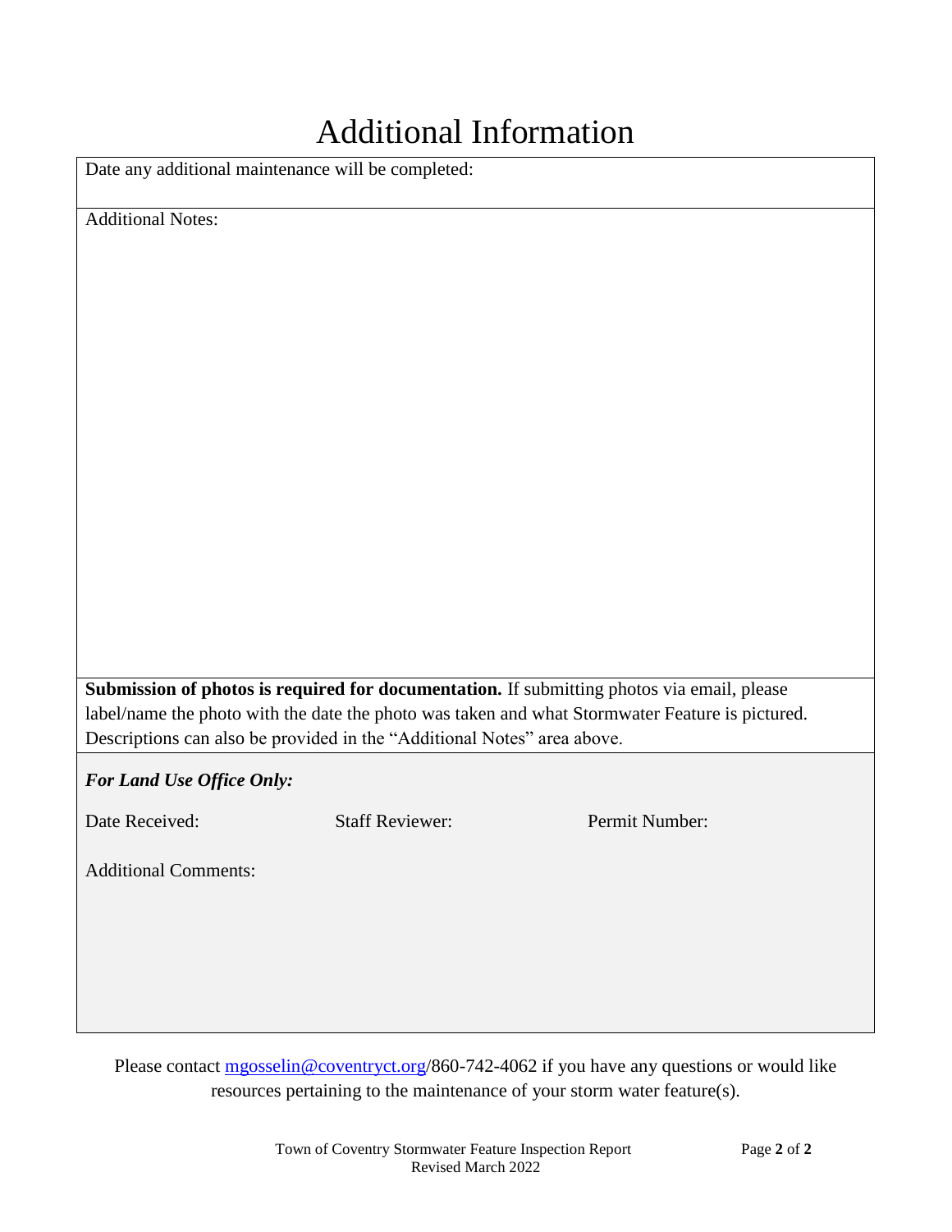# Additional Information

Date any additional maintenance will be completed:

Additional Notes:

**Submission of photos is required for documentation.** If submitting photos via email, please label/name the photo with the date the photo was taken and what Stormwater Feature is pictured. Descriptions can also be provided in the "Additional Notes" area above.

***For Land Use Office Only:***

Date Received: Staff Reviewer: Permit Number:

Additional Comments:

Please contact mgosselin@coventryct.org/860-742-4062 if you have any questions or would like resources pertaining to the maintenance of your storm water feature(s).